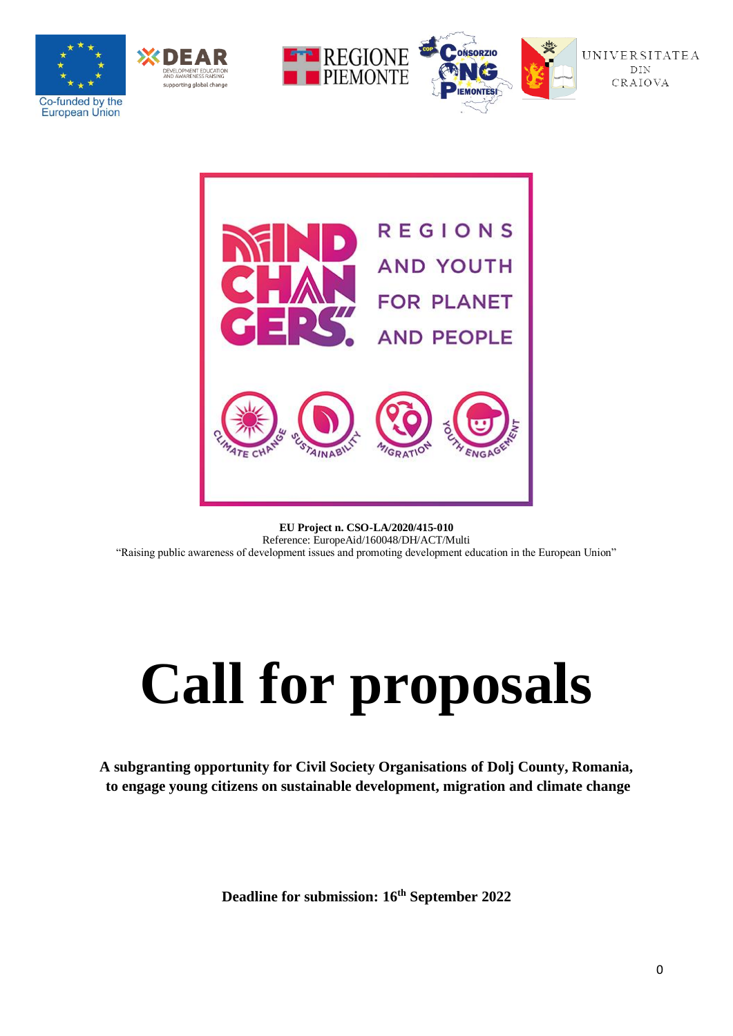Co-funded by the European Union

**EU Project n. CSO-LA/2020/415-010**
Reference: EuropeAid/160048/DH/ACT/Multi
"Raising public awareness of development issues and promoting development education in the European Union"

# Call for proposals

**A subgranting opportunity for Civil Society Organisations of Dolj County, Romania, to engage young citizens on sustainable development, migration and climate change**

**Deadline for submission: 16th September 2022**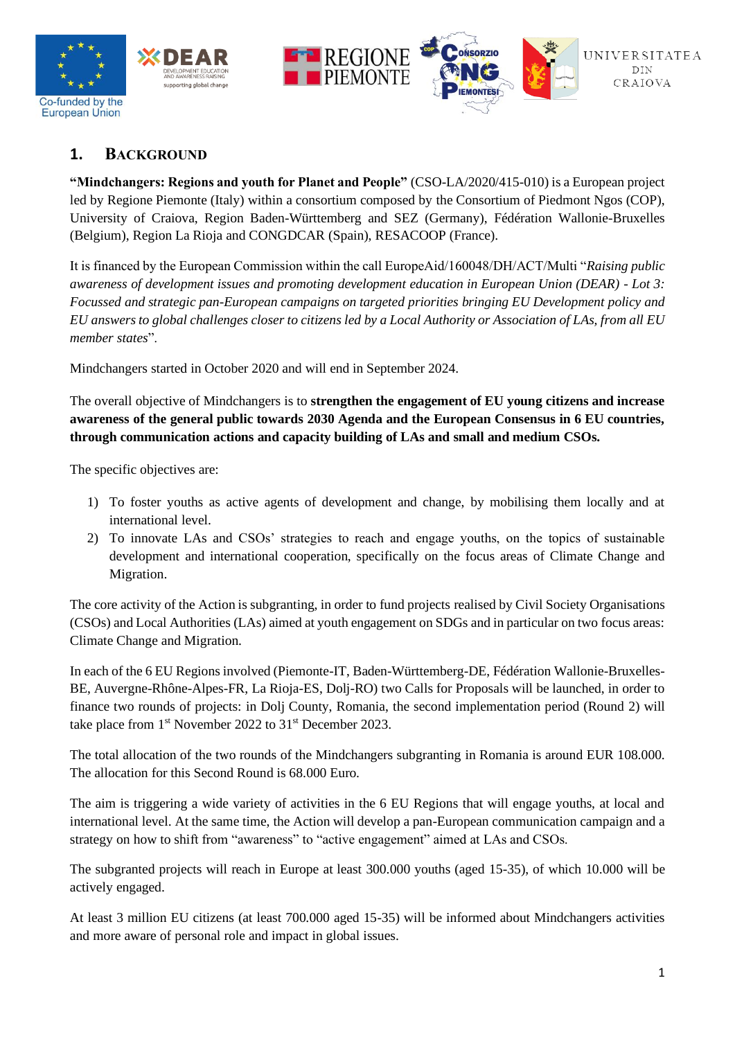## 1. Background

**"Mindchangers: Regions and youth for Planet and People"** (CSO-LA/2020/415-010) is a European project led by Regione Piemonte (Italy) within a consortium composed by the Consortium of Piedmont Ngos (COP), University of Craiova, Region Baden-Württemberg and SEZ (Germany), Fédération Wallonie-Bruxelles (Belgium), Region La Rioja and CONGDCAR (Spain), RESACOOP (France).

It is financed by the European Commission within the call EuropeAid/160048/DH/ACT/Multi "*Raising public awareness of development issues and promoting development education in European Union (DEAR) - Lot 3: Focussed and strategic pan-European campaigns on targeted priorities bringing EU Development policy and EU answers to global challenges closer to citizens led by a Local Authority or Association of LAs, from all EU member states*".

Mindchangers started in October 2020 and will end in September 2024.

The overall objective of Mindchangers is to **strengthen the engagement of EU young citizens and increase awareness of the general public towards 2030 Agenda and the European Consensus in 6 EU countries, through communication actions and capacity building of LAs and small and medium CSOs.**

The specific objectives are:

1) To foster youths as active agents of development and change, by mobilising them locally and at international level.
2) To innovate LAs and CSOs' strategies to reach and engage youths, on the topics of sustainable development and international cooperation, specifically on the focus areas of Climate Change and Migration.

The core activity of the Action is subgranting, in order to fund projects realised by Civil Society Organisations (CSOs) and Local Authorities (LAs) aimed at youth engagement on SDGs and in particular on two focus areas: Climate Change and Migration.

In each of the 6 EU Regions involved (Piemonte-IT, Baden-Württemberg-DE, Fédération Wallonie-Bruxelles-BE, Auvergne-Rhône-Alpes-FR, La Rioja-ES, Dolj-RO) two Calls for Proposals will be launched, in order to finance two rounds of projects: in Dolj County, Romania, the second implementation period (Round 2) will take place from 1st November 2022 to 31st December 2023.

The total allocation of the two rounds of the Mindchangers subgranting in Romania is around EUR 108.000. The allocation for this Second Round is 68.000 Euro.

The aim is triggering a wide variety of activities in the 6 EU Regions that will engage youths, at local and international level. At the same time, the Action will develop a pan-European communication campaign and a strategy on how to shift from "awareness" to "active engagement" aimed at LAs and CSOs.

The subgranted projects will reach in Europe at least 300.000 youths (aged 15-35), of which 10.000 will be actively engaged.

At least 3 million EU citizens (at least 700.000 aged 15-35) will be informed about Mindchangers activities and more aware of personal role and impact in global issues.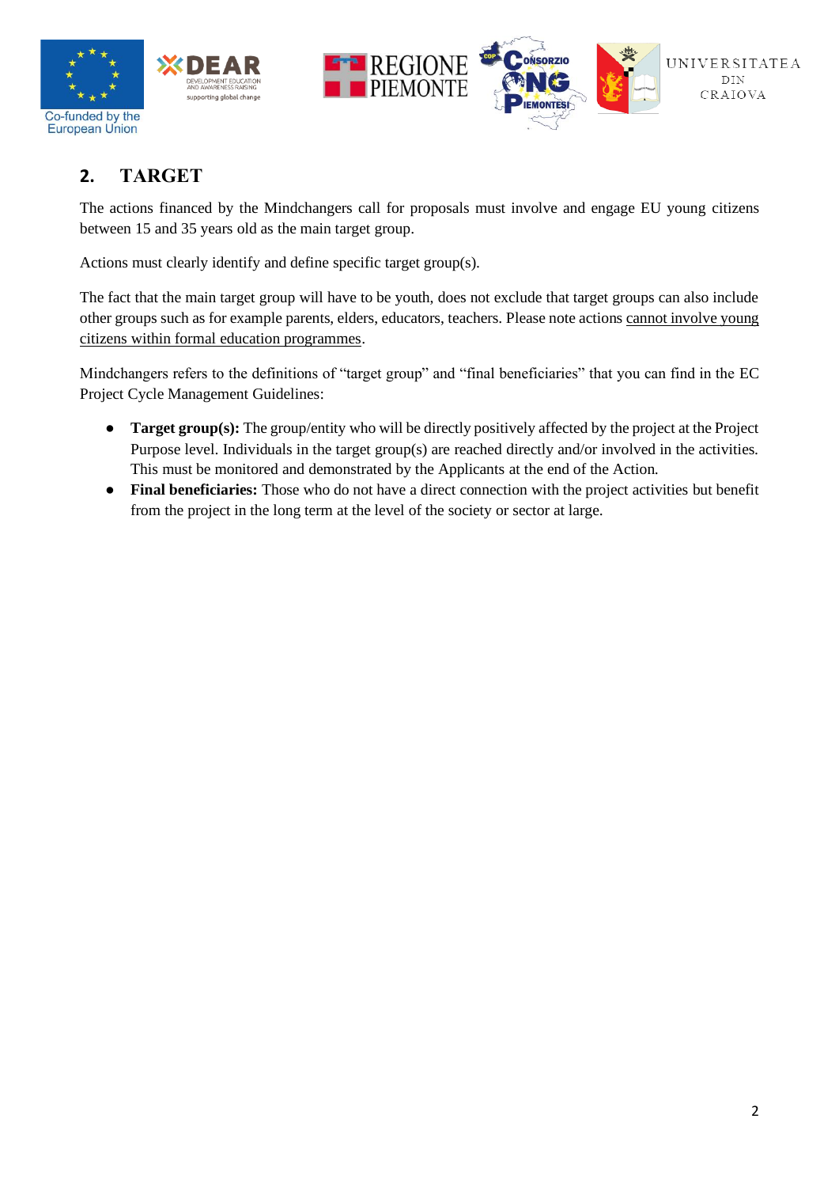## 2. TARGET

The actions financed by the Mindchangers call for proposals must involve and engage EU young citizens between 15 and 35 years old as the main target group.

Actions must clearly identify and define specific target group(s).

The fact that the main target group will have to be youth, does not exclude that target groups can also include other groups such as for example parents, elders, educators, teachers. Please note actions <u>cannot involve young citizens within formal education programmes</u>.

Mindchangers refers to the definitions of "target group" and "final beneficiaries" that you can find in the EC Project Cycle Management Guidelines:

- **Target group(s):** The group/entity who will be directly positively affected by the project at the Project Purpose level. Individuals in the target group(s) are reached directly and/or involved in the activities. This must be monitored and demonstrated by the Applicants at the end of the Action.
- **Final beneficiaries:** Those who do not have a direct connection with the project activities but benefit from the project in the long term at the level of the society or sector at large.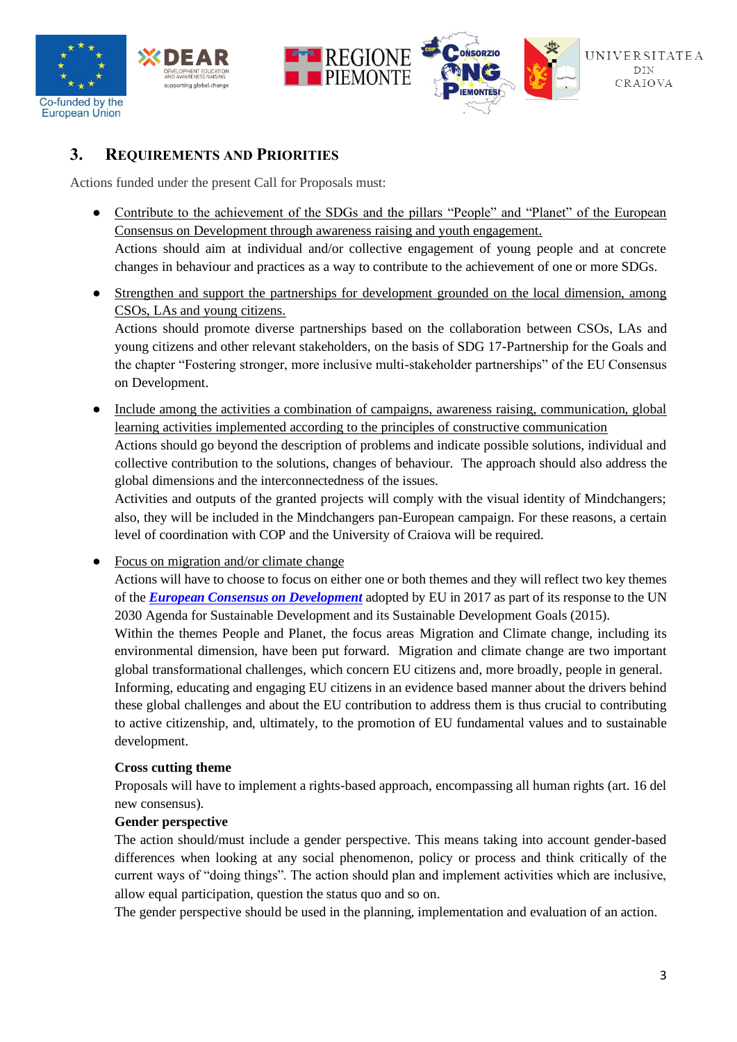## 3. Requirements and Priorities

Actions funded under the present Call for Proposals must:

- Contribute to the achievement of the SDGs and the pillars "People" and "Planet" of the European Consensus on Development through awareness raising and youth engagement.
  Actions should aim at individual and/or collective engagement of young people and at concrete changes in behaviour and practices as a way to contribute to the achievement of one or more SDGs.

- Strengthen and support the partnerships for development grounded on the local dimension, among CSOs, LAs and young citizens.
  Actions should promote diverse partnerships based on the collaboration between CSOs, LAs and young citizens and other relevant stakeholders, on the basis of SDG 17-Partnership for the Goals and the chapter "Fostering stronger, more inclusive multi-stakeholder partnerships" of the EU Consensus on Development.

- Include among the activities a combination of campaigns, awareness raising, communication, global learning activities implemented according to the principles of constructive communication
  Actions should go beyond the description of problems and indicate possible solutions, individual and collective contribution to the solutions, changes of behaviour. The approach should also address the global dimensions and the interconnectedness of the issues.
  Activities and outputs of the granted projects will comply with the visual identity of Mindchangers; also, they will be included in the Mindchangers pan-European campaign. For these reasons, a certain level of coordination with COP and the University of Craiova will be required.

- Focus on migration and/or climate change
  Actions will have to choose to focus on either one or both themes and they will reflect two key themes of the ***European Consensus on Development*** adopted by EU in 2017 as part of its response to the UN 2030 Agenda for Sustainable Development and its Sustainable Development Goals (2015).
  Within the themes People and Planet, the focus areas Migration and Climate change, including its environmental dimension, have been put forward. Migration and climate change are two important global transformational challenges, which concern EU citizens and, more broadly, people in general. Informing, educating and engaging EU citizens in an evidence based manner about the drivers behind these global challenges and about the EU contribution to address them is thus crucial to contributing to active citizenship, and, ultimately, to the promotion of EU fundamental values and to sustainable development.

  **Cross cutting theme**
  Proposals will have to implement a rights-based approach, encompassing all human rights (art. 16 del new consensus).

  **Gender perspective**
  The action should/must include a gender perspective. This means taking into account gender-based differences when looking at any social phenomenon, policy or process and think critically of the current ways of "doing things". The action should plan and implement activities which are inclusive, allow equal participation, question the status quo and so on.
  The gender perspective should be used in the planning, implementation and evaluation of an action.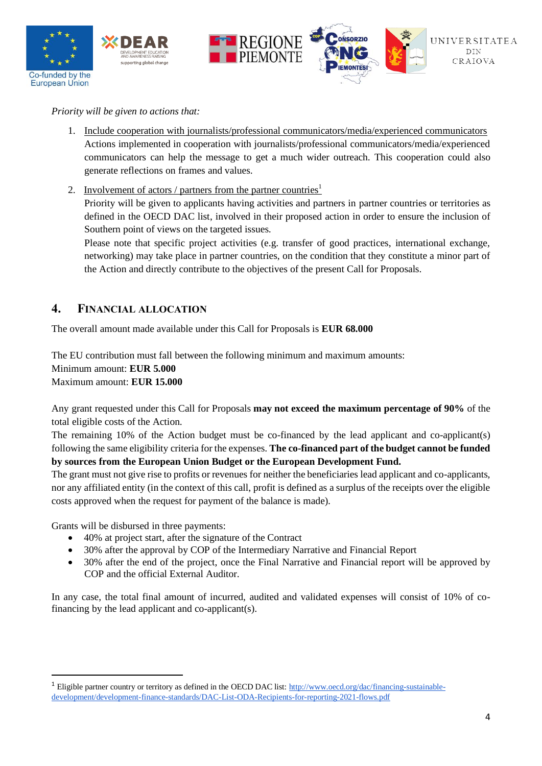*Priority will be given to actions that:*

1. Include cooperation with journalists/professional communicators/media/experienced communicators
   Actions implemented in cooperation with journalists/professional communicators/media/experienced communicators can help the message to get a much wider outreach. This cooperation could also generate reflections on frames and values.

2. Involvement of actors / partners from the partner countries[1]
   Priority will be given to applicants having activities and partners in partner countries or territories as defined in the OECD DAC list, involved in their proposed action in order to ensure the inclusion of Southern point of views on the targeted issues.
   Please note that specific project activities (e.g. transfer of good practices, international exchange, networking) may take place in partner countries, on the condition that they constitute a minor part of the Action and directly contribute to the objectives of the present Call for Proposals.

## 4. FINANCIAL ALLOCATION

The overall amount made available under this Call for Proposals is **EUR 68.000**

The EU contribution must fall between the following minimum and maximum amounts:
Minimum amount: **EUR 5.000**
Maximum amount: **EUR 15.000**

Any grant requested under this Call for Proposals **may not exceed the maximum percentage of 90%** of the total eligible costs of the Action.
The remaining 10% of the Action budget must be co-financed by the lead applicant and co-applicant(s) following the same eligibility criteria for the expenses. **The co-financed part of the budget cannot be funded by sources from the European Union Budget or the European Development Fund.**
The grant must not give rise to profits or revenues for neither the beneficiaries lead applicant and co-applicants, nor any affiliated entity (in the context of this call, profit is defined as a surplus of the receipts over the eligible costs approved when the request for payment of the balance is made).

Grants will be disbursed in three payments:

- 40% at project start, after the signature of the Contract
- 30% after the approval by COP of the Intermediary Narrative and Financial Report
- 30% after the end of the project, once the Final Narrative and Financial report will be approved by COP and the official External Auditor.

In any case, the total final amount of incurred, audited and validated expenses will consist of 10% of co-financing by the lead applicant and co-applicant(s).

[1] Eligible partner country or territory as defined in the OECD DAC list: http://www.oecd.org/dac/financing-sustainable-development/development-finance-standards/DAC-List-ODA-Recipients-for-reporting-2021-flows.pdf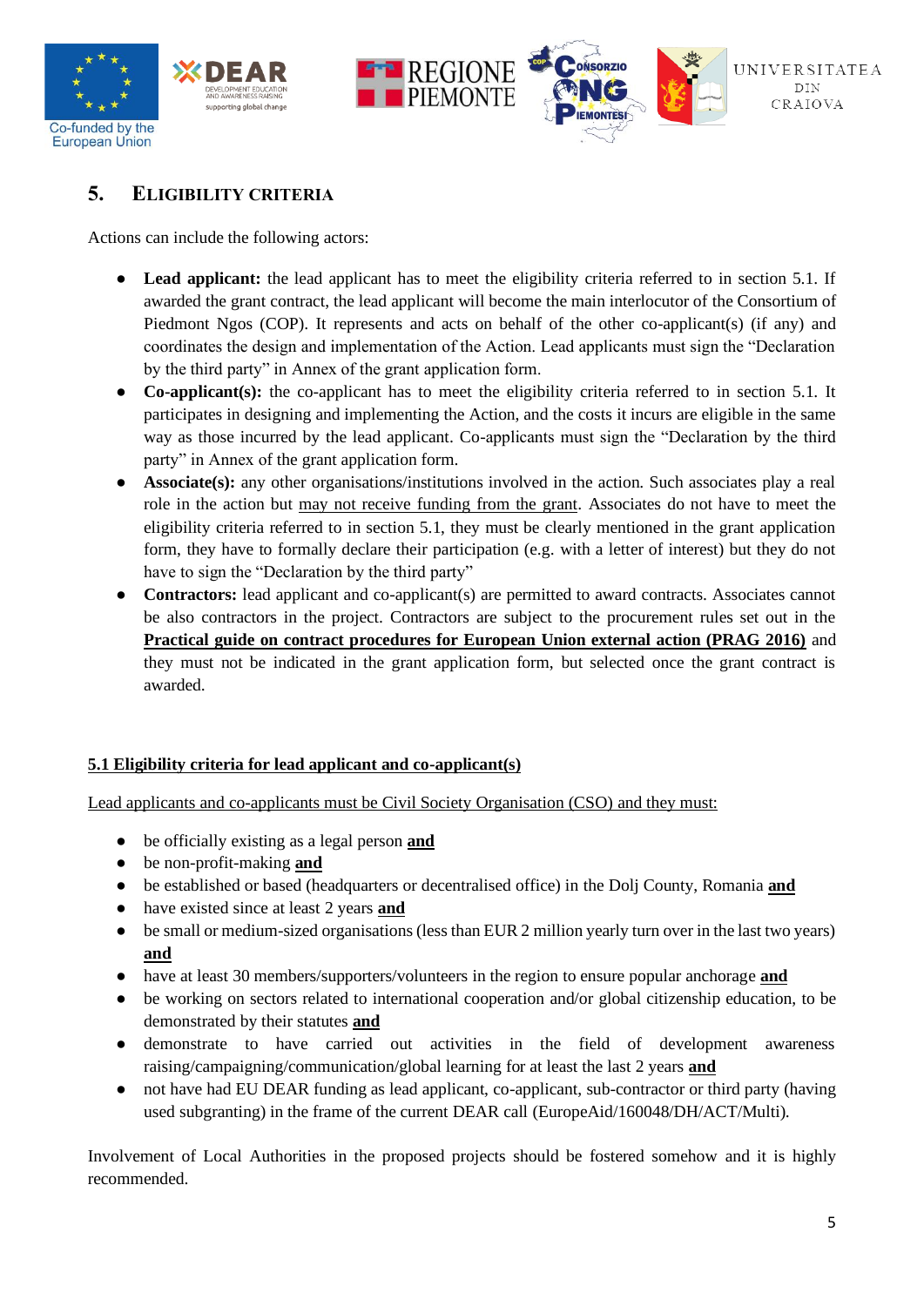## 5. ELIGIBILITY CRITERIA

Actions can include the following actors:

- **Lead applicant:** the lead applicant has to meet the eligibility criteria referred to in section 5.1. If awarded the grant contract, the lead applicant will become the main interlocutor of the Consortium of Piedmont Ngos (COP). It represents and acts on behalf of the other co-applicant(s) (if any) and coordinates the design and implementation of the Action. Lead applicants must sign the "Declaration by the third party" in Annex of the grant application form.
- **Co-applicant(s):** the co-applicant has to meet the eligibility criteria referred to in section 5.1. It participates in designing and implementing the Action, and the costs it incurs are eligible in the same way as those incurred by the lead applicant. Co-applicants must sign the "Declaration by the third party" in Annex of the grant application form.
- **Associate(s):** any other organisations/institutions involved in the action. Such associates play a real role in the action but <u>may not receive funding from the grant</u>. Associates do not have to meet the eligibility criteria referred to in section 5.1, they must be clearly mentioned in the grant application form, they have to formally declare their participation (e.g. with a letter of interest) but they do not have to sign the "Declaration by the third party"
- **Contractors:** lead applicant and co-applicant(s) are permitted to award contracts. Associates cannot be also contractors in the project. Contractors are subject to the procurement rules set out in the **<u>Practical guide on contract procedures for European Union external action (PRAG 2016)</u>** and they must not be indicated in the grant application form, but selected once the grant contract is awarded.

### <u>5.1 Eligibility criteria for lead applicant and co-applicant(s)</u>

<u>Lead applicants and co-applicants must be Civil Society Organisation (CSO) and they must:</u>

- be officially existing as a legal person **<u>and</u>**
- be non-profit-making **<u>and</u>**
- be established or based (headquarters or decentralised office) in the Dolj County, Romania **<u>and</u>**
- have existed since at least 2 years **<u>and</u>**
- be small or medium-sized organisations (less than EUR 2 million yearly turn over in the last two years) **<u>and</u>**
- have at least 30 members/supporters/volunteers in the region to ensure popular anchorage **<u>and</u>**
- be working on sectors related to international cooperation and/or global citizenship education, to be demonstrated by their statutes **<u>and</u>**
- demonstrate to have carried out activities in the field of development awareness raising/campaigning/communication/global learning for at least the last 2 years **<u>and</u>**
- not have had EU DEAR funding as lead applicant, co-applicant, sub-contractor or third party (having used subgranting) in the frame of the current DEAR call (EuropeAid/160048/DH/ACT/Multi).

Involvement of Local Authorities in the proposed projects should be fostered somehow and it is highly recommended.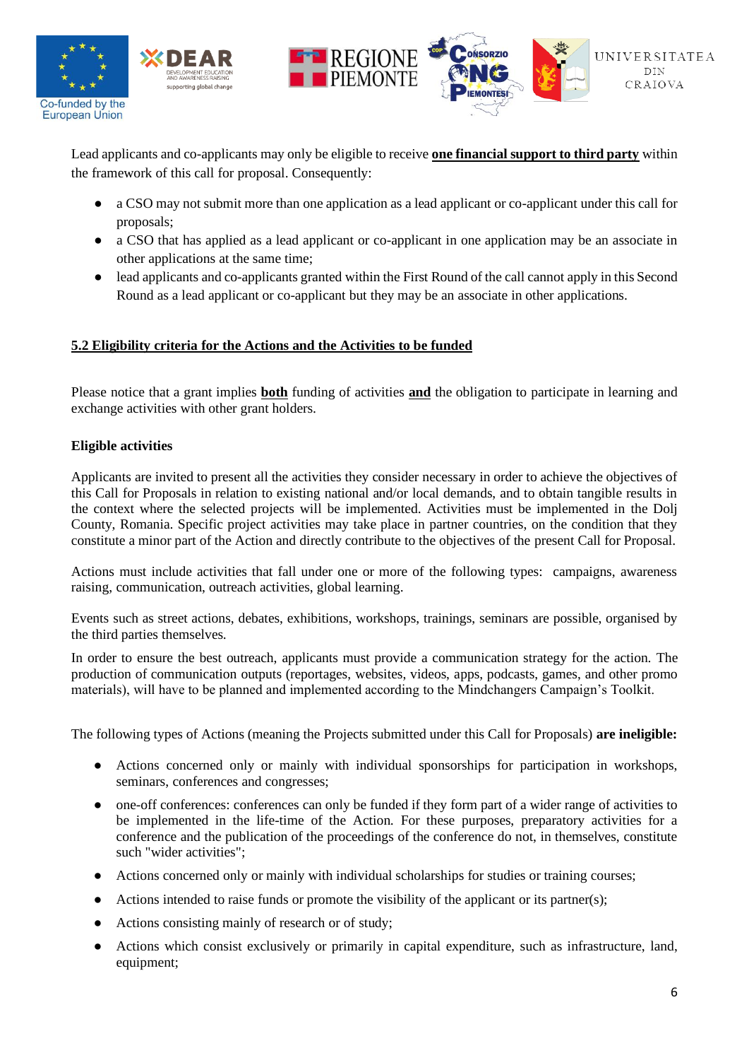Lead applicants and co-applicants may only be eligible to receive **one financial support to third party** within the framework of this call for proposal. Consequently:

- a CSO may not submit more than one application as a lead applicant or co-applicant under this call for proposals;
- a CSO that has applied as a lead applicant or co-applicant in one application may be an associate in other applications at the same time;
- lead applicants and co-applicants granted within the First Round of the call cannot apply in this Second Round as a lead applicant or co-applicant but they may be an associate in other applications.

## 5.2 Eligibility criteria for the Actions and the Activities to be funded

Please notice that a grant implies **both** funding of activities **and** the obligation to participate in learning and exchange activities with other grant holders.

**Eligible activities**

Applicants are invited to present all the activities they consider necessary in order to achieve the objectives of this Call for Proposals in relation to existing national and/or local demands, and to obtain tangible results in the context where the selected projects will be implemented. Activities must be implemented in the Dolj County, Romania. Specific project activities may take place in partner countries, on the condition that they constitute a minor part of the Action and directly contribute to the objectives of the present Call for Proposal.

Actions must include activities that fall under one or more of the following types: campaigns, awareness raising, communication, outreach activities, global learning.

Events such as street actions, debates, exhibitions, workshops, trainings, seminars are possible, organised by the third parties themselves.

In order to ensure the best outreach, applicants must provide a communication strategy for the action. The production of communication outputs (reportages, websites, videos, apps, podcasts, games, and other promo materials), will have to be planned and implemented according to the Mindchangers Campaign's Toolkit.

The following types of Actions (meaning the Projects submitted under this Call for Proposals) **are ineligible:**

- Actions concerned only or mainly with individual sponsorships for participation in workshops, seminars, conferences and congresses;
- one-off conferences: conferences can only be funded if they form part of a wider range of activities to be implemented in the life-time of the Action. For these purposes, preparatory activities for a conference and the publication of the proceedings of the conference do not, in themselves, constitute such "wider activities";
- Actions concerned only or mainly with individual scholarships for studies or training courses;
- Actions intended to raise funds or promote the visibility of the applicant or its partner(s);
- Actions consisting mainly of research or of study;
- Actions which consist exclusively or primarily in capital expenditure, such as infrastructure, land, equipment;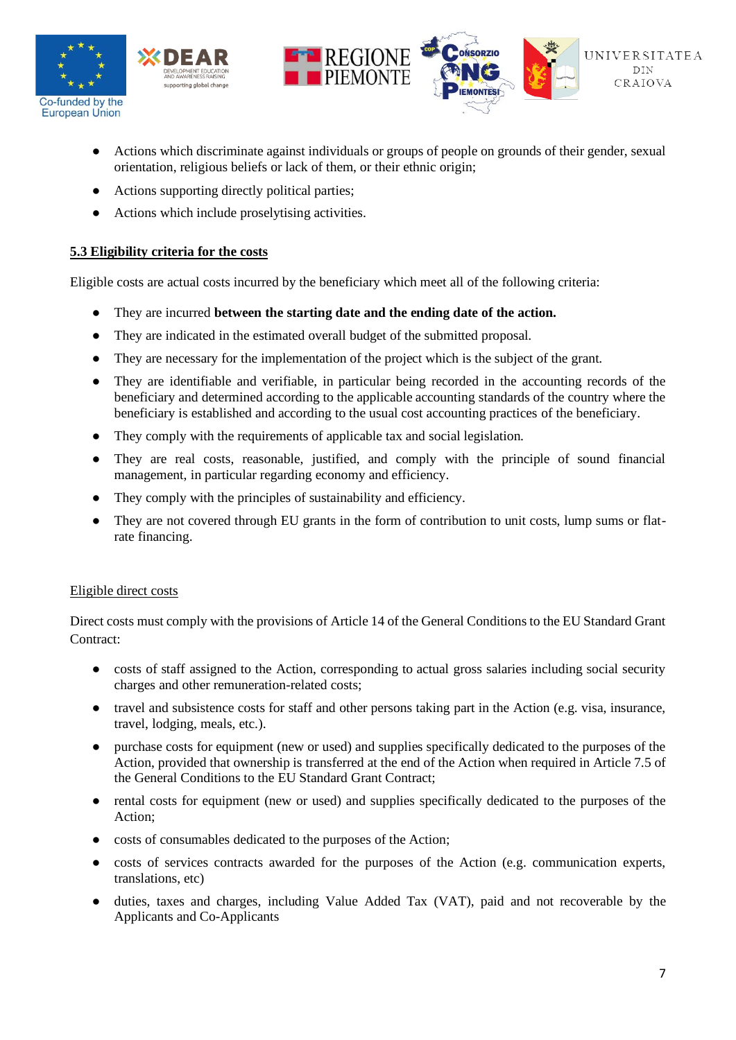- Actions which discriminate against individuals or groups of people on grounds of their gender, sexual orientation, religious beliefs or lack of them, or their ethnic origin;
- Actions supporting directly political parties;
- Actions which include proselytising activities.

**5.3 Eligibility criteria for the costs**

Eligible costs are actual costs incurred by the beneficiary which meet all of the following criteria:

- They are incurred **between the starting date and the ending date of the action.**
- They are indicated in the estimated overall budget of the submitted proposal.
- They are necessary for the implementation of the project which is the subject of the grant.
- They are identifiable and verifiable, in particular being recorded in the accounting records of the beneficiary and determined according to the applicable accounting standards of the country where the beneficiary is established and according to the usual cost accounting practices of the beneficiary.
- They comply with the requirements of applicable tax and social legislation.
- They are real costs, reasonable, justified, and comply with the principle of sound financial management, in particular regarding economy and efficiency.
- They comply with the principles of sustainability and efficiency.
- They are not covered through EU grants in the form of contribution to unit costs, lump sums or flat-rate financing.

Eligible direct costs

Direct costs must comply with the provisions of Article 14 of the General Conditions to the EU Standard Grant Contract:

- costs of staff assigned to the Action, corresponding to actual gross salaries including social security charges and other remuneration-related costs;
- travel and subsistence costs for staff and other persons taking part in the Action (e.g. visa, insurance, travel, lodging, meals, etc.).
- purchase costs for equipment (new or used) and supplies specifically dedicated to the purposes of the Action, provided that ownership is transferred at the end of the Action when required in Article 7.5 of the General Conditions to the EU Standard Grant Contract;
- rental costs for equipment (new or used) and supplies specifically dedicated to the purposes of the Action;
- costs of consumables dedicated to the purposes of the Action;
- costs of services contracts awarded for the purposes of the Action (e.g. communication experts, translations, etc)
- duties, taxes and charges, including Value Added Tax (VAT), paid and not recoverable by the Applicants and Co-Applicants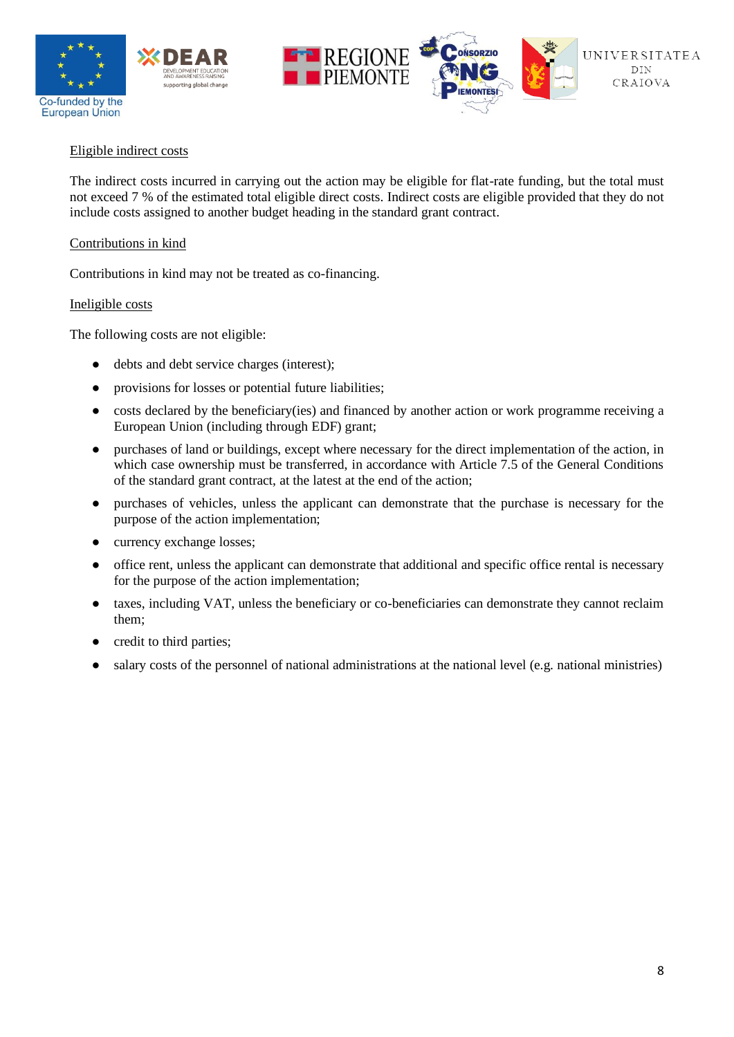<u>Eligible indirect costs</u>

The indirect costs incurred in carrying out the action may be eligible for flat-rate funding, but the total must not exceed 7 % of the estimated total eligible direct costs. Indirect costs are eligible provided that they do not include costs assigned to another budget heading in the standard grant contract.

<u>Contributions in kind</u>

Contributions in kind may not be treated as co-financing.

<u>Ineligible costs</u>

The following costs are not eligible:

- debts and debt service charges (interest);
- provisions for losses or potential future liabilities;
- costs declared by the beneficiary(ies) and financed by another action or work programme receiving a European Union (including through EDF) grant;
- purchases of land or buildings, except where necessary for the direct implementation of the action, in which case ownership must be transferred, in accordance with Article 7.5 of the General Conditions of the standard grant contract, at the latest at the end of the action;
- purchases of vehicles, unless the applicant can demonstrate that the purchase is necessary for the purpose of the action implementation;
- currency exchange losses;
- office rent, unless the applicant can demonstrate that additional and specific office rental is necessary for the purpose of the action implementation;
- taxes, including VAT, unless the beneficiary or co-beneficiaries can demonstrate they cannot reclaim them;
- credit to third parties;
- salary costs of the personnel of national administrations at the national level (e.g. national ministries)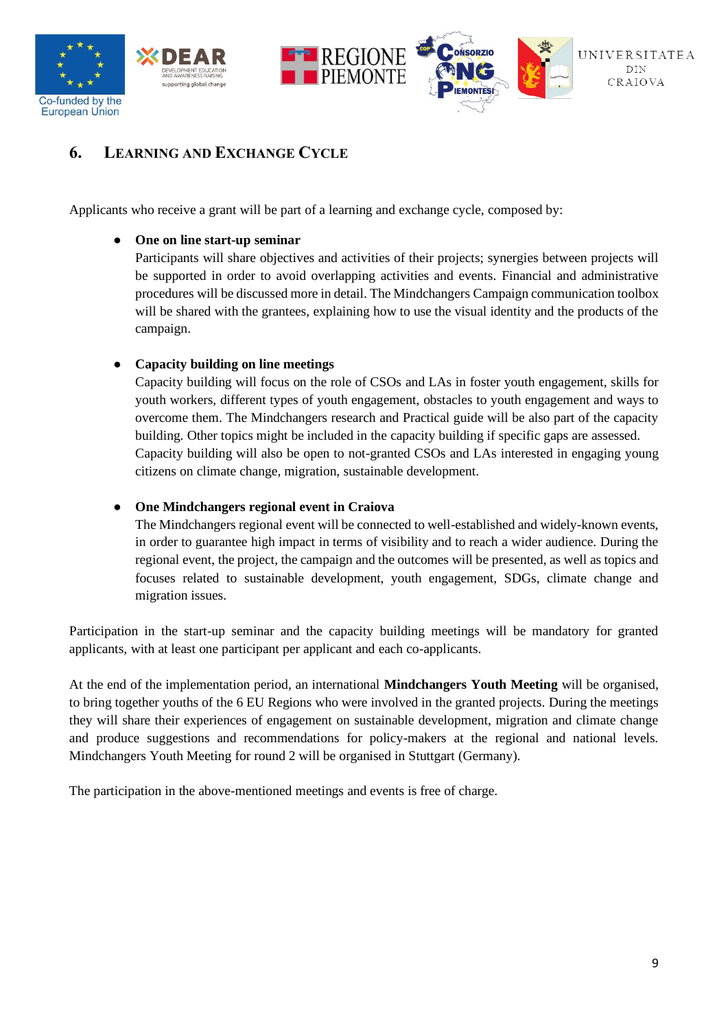## 6. Learning and Exchange Cycle

Applicants who receive a grant will be part of a learning and exchange cycle, composed by:

- **One on line start-up seminar**
  Participants will share objectives and activities of their projects; synergies between projects will be supported in order to avoid overlapping activities and events. Financial and administrative procedures will be discussed more in detail. The Mindchangers Campaign communication toolbox will be shared with the grantees, explaining how to use the visual identity and the products of the campaign.

- **Capacity building on line meetings**
  Capacity building will focus on the role of CSOs and LAs in foster youth engagement, skills for youth workers, different types of youth engagement, obstacles to youth engagement and ways to overcome them. The Mindchangers research and Practical guide will be also part of the capacity building. Other topics might be included in the capacity building if specific gaps are assessed.
  Capacity building will also be open to not-granted CSOs and LAs interested in engaging young citizens on climate change, migration, sustainable development.

- **One Mindchangers regional event in Craiova**
  The Mindchangers regional event will be connected to well-established and widely-known events, in order to guarantee high impact in terms of visibility and to reach a wider audience. During the regional event, the project, the campaign and the outcomes will be presented, as well as topics and focuses related to sustainable development, youth engagement, SDGs, climate change and migration issues.

Participation in the start-up seminar and the capacity building meetings will be mandatory for granted applicants, with at least one participant per applicant and each co-applicants.

At the end of the implementation period, an international **Mindchangers Youth Meeting** will be organised, to bring together youths of the 6 EU Regions who were involved in the granted projects. During the meetings they will share their experiences of engagement on sustainable development, migration and climate change and produce suggestions and recommendations for policy-makers at the regional and national levels. Mindchangers Youth Meeting for round 2 will be organised in Stuttgart (Germany).

The participation in the above-mentioned meetings and events is free of charge.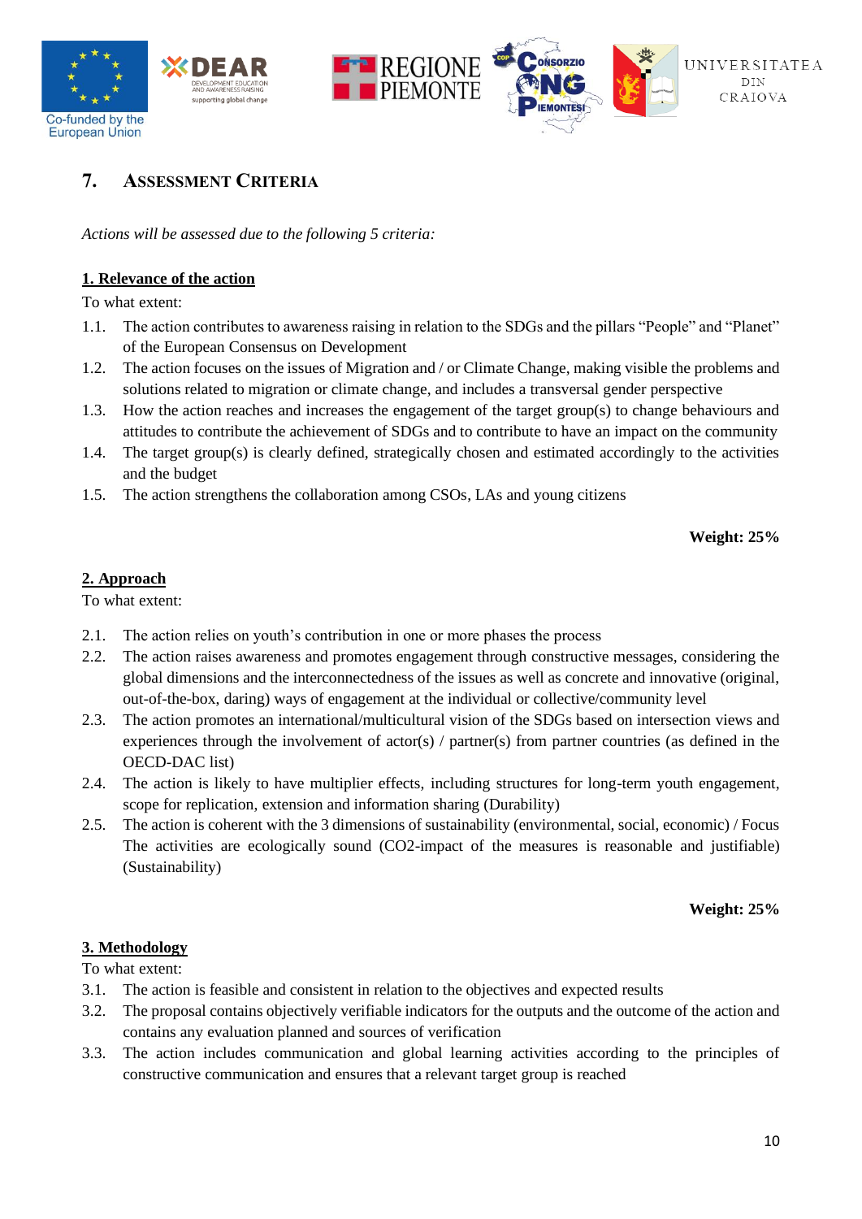## 7. Assessment Criteria

*Actions will be assessed due to the following 5 criteria:*

**1. Relevance of the action**

To what extent:

1.1. The action contributes to awareness raising in relation to the SDGs and the pillars "People" and "Planet" of the European Consensus on Development

1.2. The action focuses on the issues of Migration and / or Climate Change, making visible the problems and solutions related to migration or climate change, and includes a transversal gender perspective

1.3. How the action reaches and increases the engagement of the target group(s) to change behaviours and attitudes to contribute the achievement of SDGs and to contribute to have an impact on the community

1.4. The target group(s) is clearly defined, strategically chosen and estimated accordingly to the activities and the budget

1.5. The action strengthens the collaboration among CSOs, LAs and young citizens

**Weight: 25%**

**2. Approach**

To what extent:

2.1. The action relies on youth's contribution in one or more phases the process

2.2. The action raises awareness and promotes engagement through constructive messages, considering the global dimensions and the interconnectedness of the issues as well as concrete and innovative (original, out-of-the-box, daring) ways of engagement at the individual or collective/community level

2.3. The action promotes an international/multicultural vision of the SDGs based on intersection views and experiences through the involvement of actor(s) / partner(s) from partner countries (as defined in the OECD-DAC list)

2.4. The action is likely to have multiplier effects, including structures for long-term youth engagement, scope for replication, extension and information sharing (Durability)

2.5. The action is coherent with the 3 dimensions of sustainability (environmental, social, economic) / Focus The activities are ecologically sound ($CO_2$-impact of the measures is reasonable and justifiable) (Sustainability)

**Weight: 25%**

**3. Methodology**

To what extent:

3.1. The action is feasible and consistent in relation to the objectives and expected results

3.2. The proposal contains objectively verifiable indicators for the outputs and the outcome of the action and contains any evaluation planned and sources of verification

3.3. The action includes communication and global learning activities according to the principles of constructive communication and ensures that a relevant target group is reached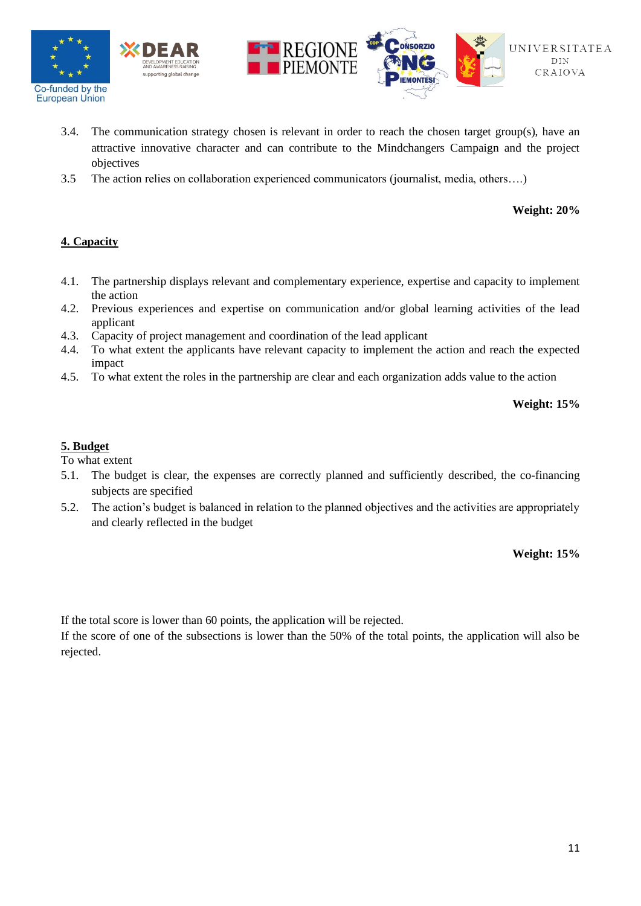3.4. The communication strategy chosen is relevant in order to reach the chosen target group(s), have an attractive innovative character and can contribute to the Mindchangers Campaign and the project objectives

3.5 The action relies on collaboration experienced communicators (journalist, media, others….)

**Weight: 20%**

**4. Capacity**

4.1. The partnership displays relevant and complementary experience, expertise and capacity to implement the action

4.2. Previous experiences and expertise on communication and/or global learning activities of the lead applicant

4.3. Capacity of project management and coordination of the lead applicant

4.4. To what extent the applicants have relevant capacity to implement the action and reach the expected impact

4.5. To what extent the roles in the partnership are clear and each organization adds value to the action

**Weight: 15%**

**5. Budget**

To what extent

5.1. The budget is clear, the expenses are correctly planned and sufficiently described, the co-financing subjects are specified

5.2. The action's budget is balanced in relation to the planned objectives and the activities are appropriately and clearly reflected in the budget

**Weight: 15%**

If the total score is lower than 60 points, the application will be rejected.
If the score of one of the subsections is lower than the 50% of the total points, the application will also be rejected.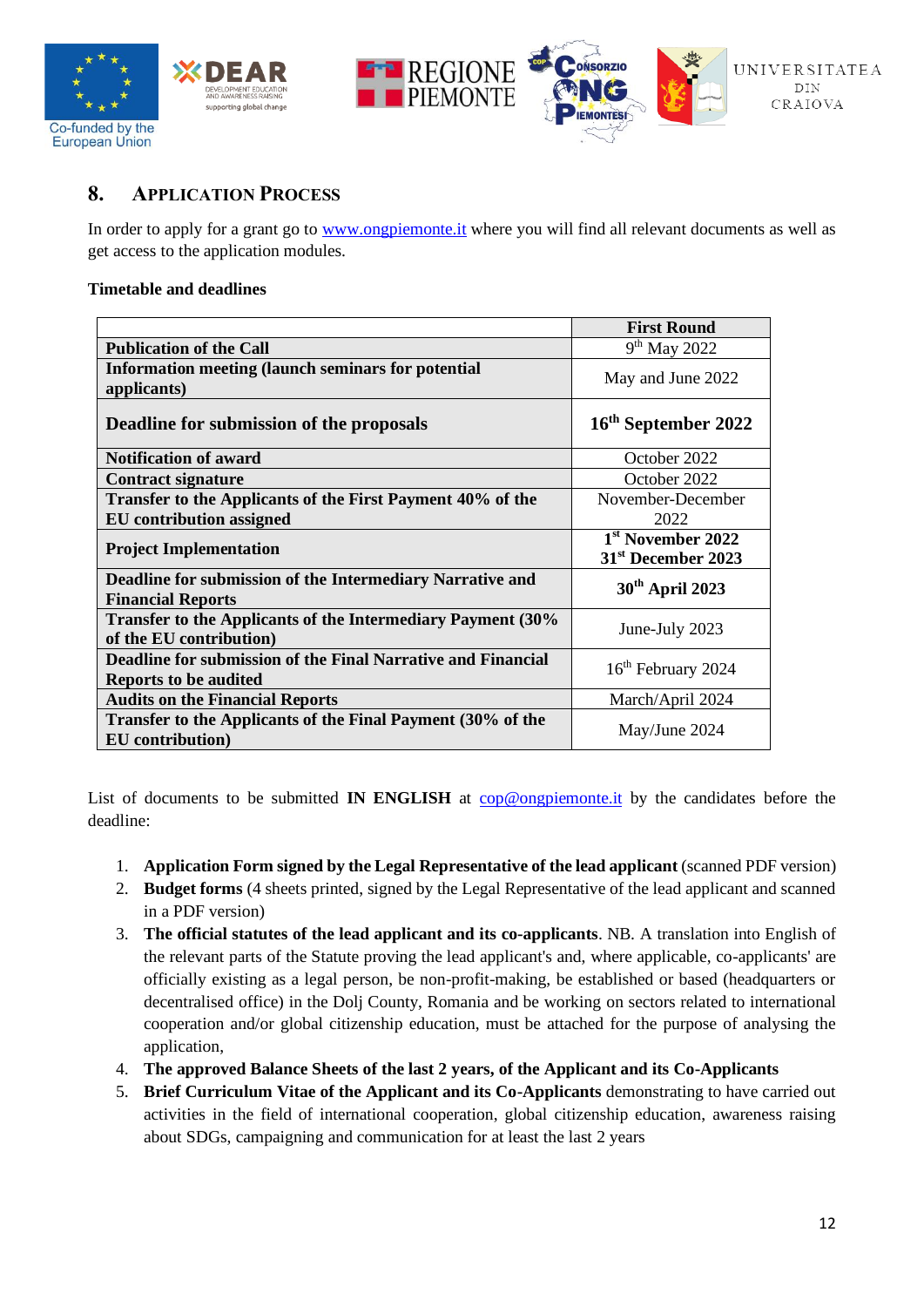## 8. APPLICATION PROCESS

In order to apply for a grant go to www.ongpiemonte.it where you will find all relevant documents as well as get access to the application modules.

**Timetable and deadlines**

| | First Round |
|---|---|
| **Publication of the Call** | 9th May 2022 |
| **Information meeting (launch seminars for potential applicants)** | May and June 2022 |
| **Deadline for submission of the proposals** | **16th September 2022** |
| **Notification of award** | October 2022 |
| **Contract signature** | October 2022 |
| **Transfer to the Applicants of the First Payment 40% of the EU contribution assigned** | November-December 2022 |
| **Project Implementation** | **1st November 2022 31st December 2023** |
| **Deadline for submission of the Intermediary Narrative and Financial Reports** | **30th April 2023** |
| **Transfer to the Applicants of the Intermediary Payment (30% of the EU contribution)** | June-July 2023 |
| **Deadline for submission of the Final Narrative and Financial Reports to be audited** | 16th February 2024 |
| **Audits on the Financial Reports** | March/April 2024 |
| **Transfer to the Applicants of the Final Payment (30% of the EU contribution)** | May/June 2024 |

List of documents to be submitted **IN ENGLISH** at cop@ongpiemonte.it by the candidates before the deadline:

1. **Application Form signed by the Legal Representative of the lead applicant** (scanned PDF version)
2. **Budget forms** (4 sheets printed, signed by the Legal Representative of the lead applicant and scanned in a PDF version)
3. **The official statutes of the lead applicant and its co-applicants**. NB. A translation into English of the relevant parts of the Statute proving the lead applicant's and, where applicable, co-applicants' are officially existing as a legal person, be non-profit-making, be established or based (headquarters or decentralised office) in the Dolj County, Romania and be working on sectors related to international cooperation and/or global citizenship education, must be attached for the purpose of analysing the application,
4. **The approved Balance Sheets of the last 2 years, of the Applicant and its Co-Applicants**
5. **Brief Curriculum Vitae of the Applicant and its Co-Applicants** demonstrating to have carried out activities in the field of international cooperation, global citizenship education, awareness raising about SDGs, campaigning and communication for at least the last 2 years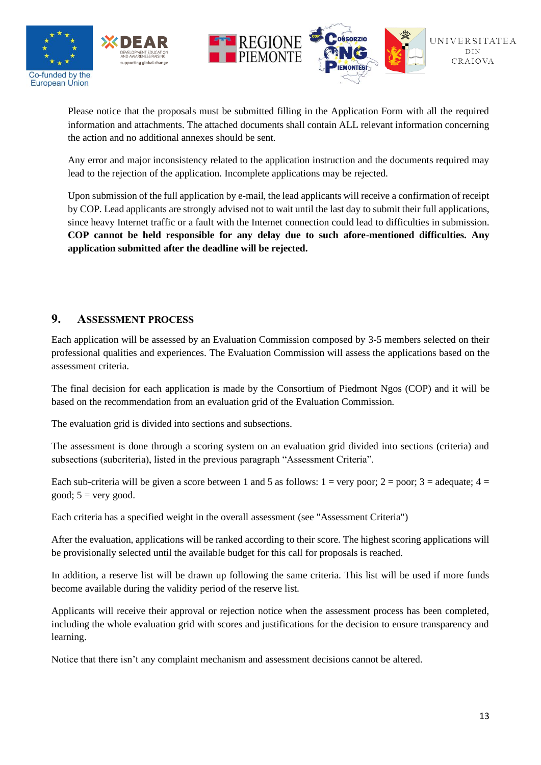Please notice that the proposals must be submitted filling in the Application Form with all the required information and attachments. The attached documents shall contain ALL relevant information concerning the action and no additional annexes should be sent.

Any error and major inconsistency related to the application instruction and the documents required may lead to the rejection of the application. Incomplete applications may be rejected.

Upon submission of the full application by e-mail, the lead applicants will receive a confirmation of receipt by COP. Lead applicants are strongly advised not to wait until the last day to submit their full applications, since heavy Internet traffic or a fault with the Internet connection could lead to difficulties in submission. **COP cannot be held responsible for any delay due to such afore-mentioned difficulties. Any application submitted after the deadline will be rejected.**

## 9. Assessment Process

Each application will be assessed by an Evaluation Commission composed by 3-5 members selected on their professional qualities and experiences. The Evaluation Commission will assess the applications based on the assessment criteria.

The final decision for each application is made by the Consortium of Piedmont Ngos (COP) and it will be based on the recommendation from an evaluation grid of the Evaluation Commission.

The evaluation grid is divided into sections and subsections.

The assessment is done through a scoring system on an evaluation grid divided into sections (criteria) and subsections (subcriteria), listed in the previous paragraph "Assessment Criteria".

Each sub-criteria will be given a score between 1 and 5 as follows: 1 = very poor; 2 = poor; 3 = adequate; 4 = good; 5 = very good.

Each criteria has a specified weight in the overall assessment (see "Assessment Criteria")

After the evaluation, applications will be ranked according to their score. The highest scoring applications will be provisionally selected until the available budget for this call for proposals is reached.

In addition, a reserve list will be drawn up following the same criteria. This list will be used if more funds become available during the validity period of the reserve list.

Applicants will receive their approval or rejection notice when the assessment process has been completed, including the whole evaluation grid with scores and justifications for the decision to ensure transparency and learning.

Notice that there isn't any complaint mechanism and assessment decisions cannot be altered.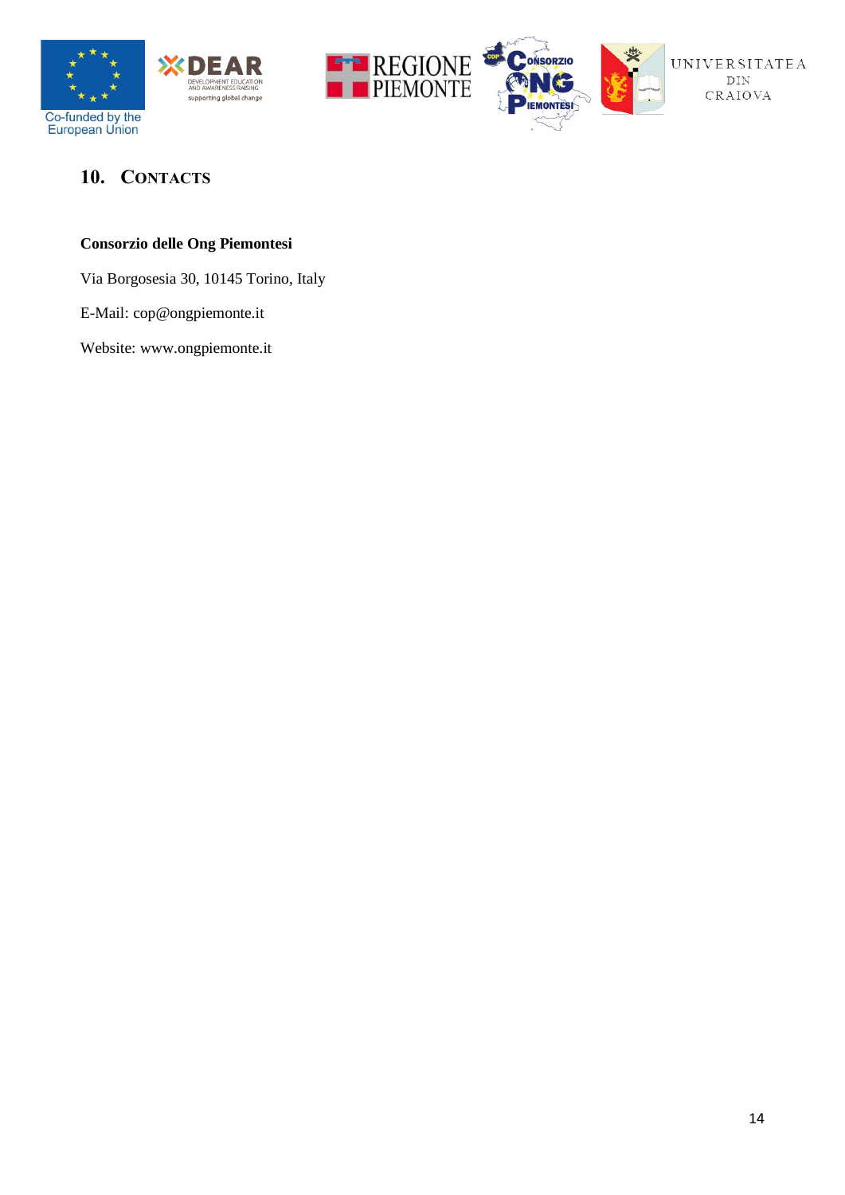## 10. Contacts

**Consorzio delle Ong Piemontesi**

Via Borgosesia 30, 10145 Torino, Italy

E-Mail: cop@ongpiemonte.it

Website: www.ongpiemonte.it